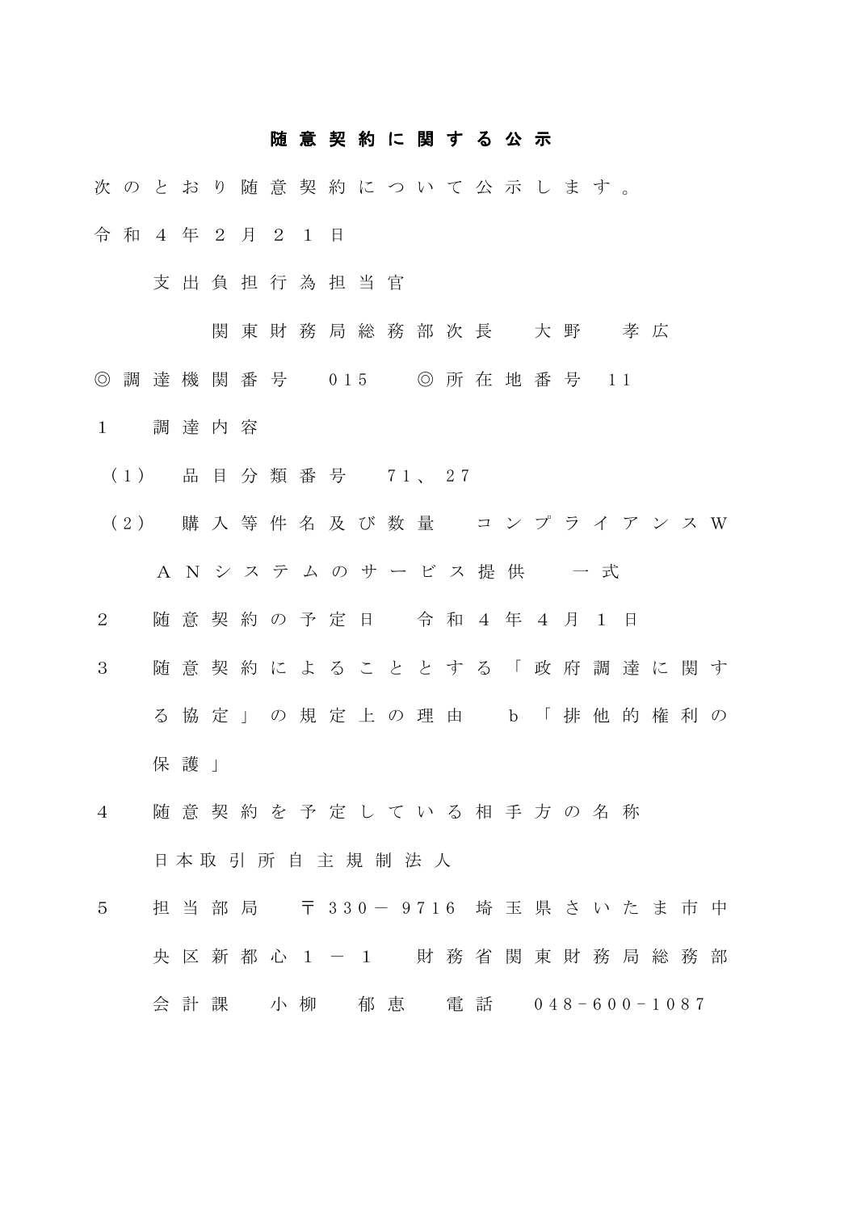# 随意契約に関する公示

次のとおり随意契約について公示します。

令和４年２月２１日

支出負担行為担当官

関東財務局総務部次長　大野　孝広

◎調達機関番号　015　◎所在地番号　11

１　調達内容

（1）　品目分類番号　71、27

（2）　購入等件名及び数量　コンプライアンスＷＡＮシステムのサービス提供　一式

２　随意契約の予定日　令和４年４月１日

３　随意契約によることとする「政府調達に関する協定」の規定上の理由　b「排他的権利の保護」

４　随意契約を予定している相手方の名称

日本取引所自主規制法人

５　担当部局　〒330－9716 埼玉県さいたま市中央区新都心１－１　財務省関東財務局総務部会計課　小柳　郁恵　電話　048-600-1087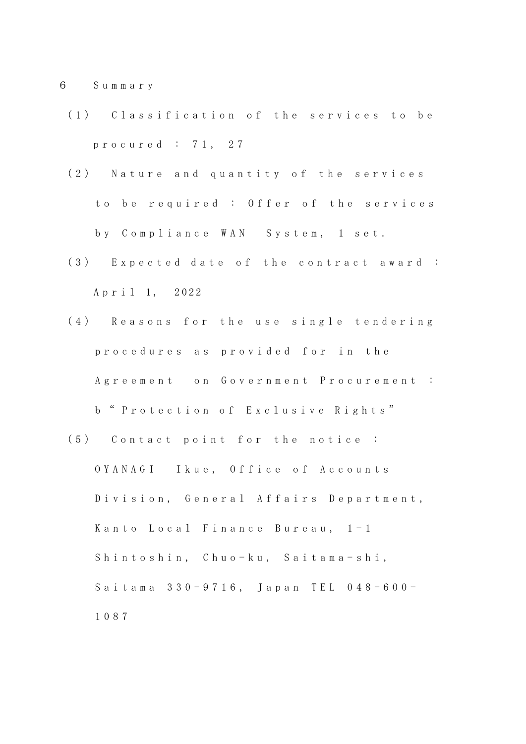6 Summary

(1) Classification of the services to be procured : 71, 27

(2) Nature and quantity of the services to be required : Offer of the services by Compliance WAN System, 1 set.

(3) Expected date of the contract award : April 1, 2022

(4) Reasons for the use single tendering procedures as provided for in the Agreement on Government Procurement : b "Protection of Exclusive Rights"

(5) Contact point for the notice : OYANAGI Ikue, Office of Accounts Division, General Affairs Department, Kanto Local Finance Bureau, 1-1 Shintoshin, Chuo-ku, Saitama-shi, Saitama 330-9716, Japan TEL 048-600-1087